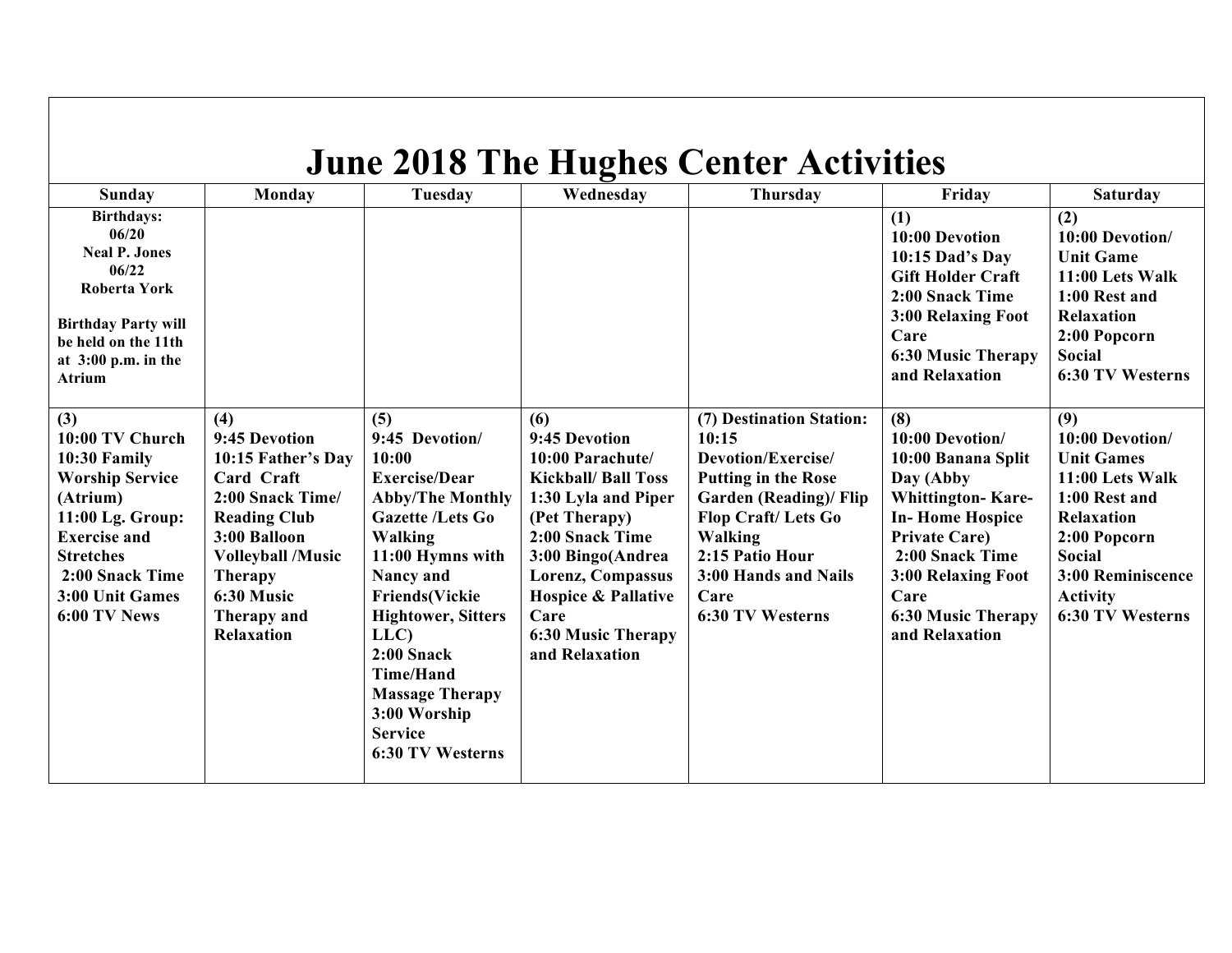# June 2018 The Hughes Center Activities

| Sunday | Monday | Tuesday | Wednesday | Thursday | Friday | Saturday |
|---|---|---|---|---|---|---|
| **Birthdays:** 06/20 Neal P. Jones 06/22 Roberta York<br><br>Birthday Party will be held on the 11th at 3:00 p.m. in the Atrium | | | | | (1)<br>10:00 Devotion<br>10:15 Dad's Day Gift Holder Craft<br>2:00 Snack Time<br>3:00 Relaxing Foot Care<br>6:30 Music Therapy and Relaxation | (2)<br>10:00 Devotion/ Unit Game<br>11:00 Lets Walk<br>1:00 Rest and Relaxation<br>2:00 Popcorn Social<br>6:30 TV Westerns |
| (3)<br>10:00 TV Church<br>10:30 Family Worship Service (Atrium)<br>11:00 Lg. Group: Exercise and Stretches<br>2:00 Snack Time<br>3:00 Unit Games<br>6:00 TV News | (4)<br>9:45 Devotion<br>10:15 Father's Day Card Craft<br>2:00 Snack Time/ Reading Club<br>3:00 Balloon Volleyball /Music Therapy<br>6:30 Music Therapy and Relaxation | (5)<br>9:45 Devotion/ 10:00 Exercise/Dear Abby/The Monthly Gazette /Lets Go Walking<br>11:00 Hymns with Nancy and Friends(Vickie Hightower, Sitters LLC)<br>2:00 Snack Time/Hand Massage Therapy<br>3:00 Worship Service<br>6:30 TV Westerns | (6)<br>9:45 Devotion<br>10:00 Parachute/ Kickball/ Ball Toss<br>1:30 Lyla and Piper (Pet Therapy)<br>2:00 Snack Time<br>3:00 Bingo(Andrea Lorenz, Compassus Hospice & Pallative Care<br>6:30 Music Therapy and Relaxation | (7) Destination Station:<br>10:15 Devotion/Exercise/ Putting in the Rose Garden (Reading)/ Flip Flop Craft/ Lets Go Walking<br>2:15 Patio Hour<br>3:00 Hands and Nails Care<br>6:30 TV Westerns | (8)<br>10:00 Devotion/<br>10:00 Banana Split Day (Abby Whittington- Kare-In- Home Hospice Private Care)<br>2:00 Snack Time<br>3:00 Relaxing Foot Care<br>6:30 Music Therapy and Relaxation | (9)<br>10:00 Devotion/ Unit Games<br>11:00 Lets Walk<br>1:00 Rest and Relaxation<br>2:00 Popcorn Social<br>3:00 Reminiscence Activity<br>6:30 TV Westerns |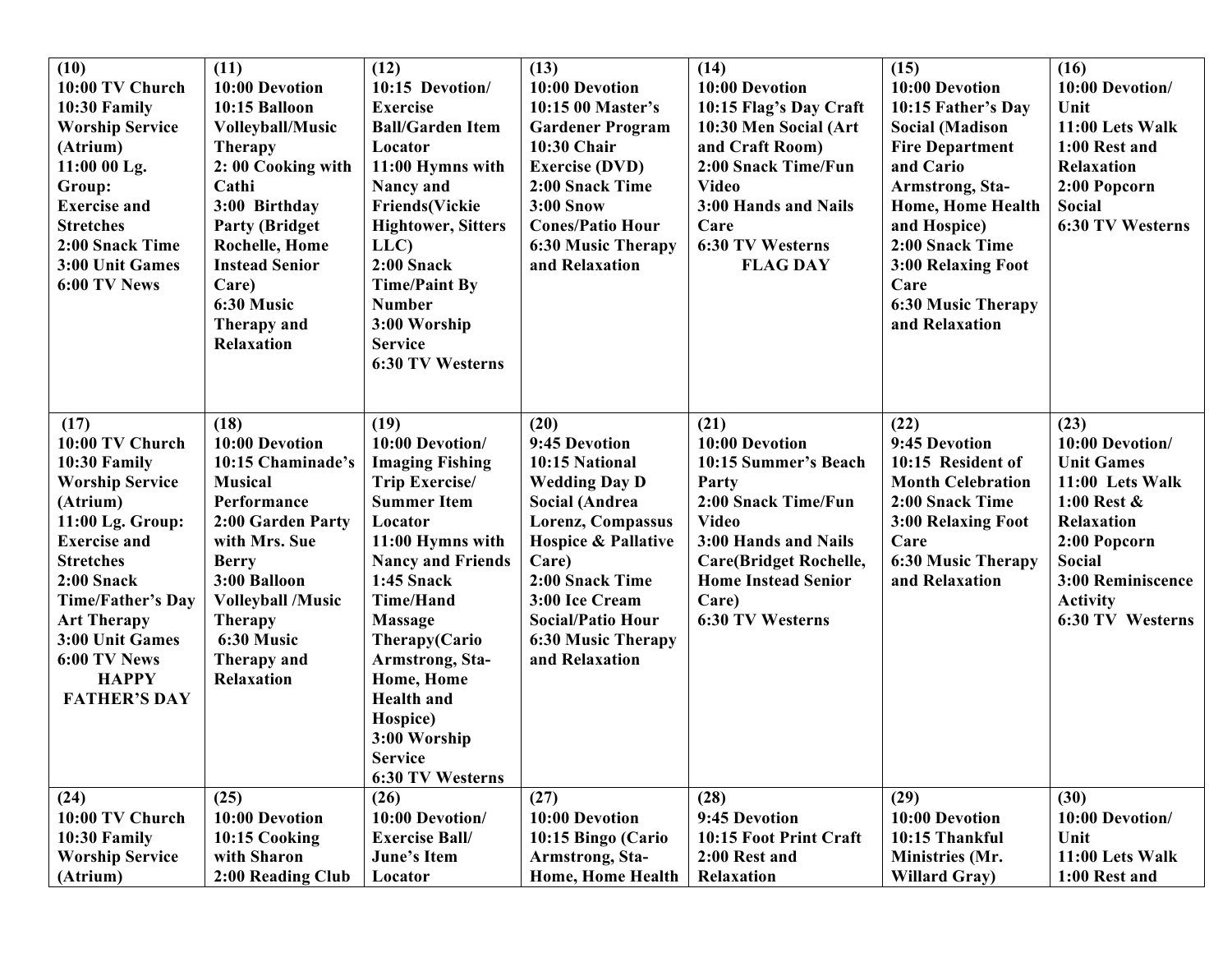| (10) 10:00 TV Church 10:30 Family Worship Service (Atrium) 11:00 00 Lg. Group: Exercise and Stretches 2:00 Snack Time 3:00 Unit Games 6:00 TV News | (11) 10:00 Devotion 10:15 Balloon Volleyball/Music Therapy 2: 00 Cooking with Cathi 3:00 Birthday Party (Bridget Rochelle, Home Instead Senior Care) 6:30 Music Therapy and Relaxation | (12) 10:15 Devotion/ Exercise Ball/Garden Item Locator 11:00 Hymns with Nancy and Friends(Vickie Hightower, Sitters LLC) 2:00 Snack Time/Paint By Number 3:00 Worship Service 6:30 TV Westerns | (13) 10:00 Devotion 10:15 00 Master's Gardener Program 10:30 Chair Exercise (DVD) 2:00 Snack Time 3:00 Snow Cones/Patio Hour 6:30 Music Therapy and Relaxation | (14) 10:00 Devotion 10:15 Flag's Day Craft 10:30 Men Social (Art and Craft Room) 2:00 Snack Time/Fun Video 3:00 Hands and Nails Care 6:30 TV Westerns FLAG DAY | (15) 10:00 Devotion 10:15 Father's Day Social (Madison Fire Department and Cario Armstrong, Sta-Home, Home Health and Hospice) 2:00 Snack Time 3:00 Relaxing Foot Care 6:30 Music Therapy and Relaxation | (16) 10:00 Devotion/ Unit 11:00 Lets Walk 1:00 Rest and Relaxation 2:00 Popcorn Social 6:30 TV Westerns |
|---|---|---|---|---|---|---|
| (17) 10:00 TV Church 10:30 Family Worship Service (Atrium) 11:00 Lg. Group: Exercise and Stretches 2:00 Snack Time/Father's Day Art Therapy 3:00 Unit Games 6:00 TV News HAPPY FATHER'S DAY | (18) 10:00 Devotion 10:15 Chaminade's Musical Performance 2:00 Garden Party with Mrs. Sue Berry 3:00 Balloon Volleyball /Music Therapy 6:30 Music Therapy and Relaxation | (19) 10:00 Devotion/ Imaging Fishing Trip Exercise/ Summer Item Locator 11:00 Hymns with Nancy and Friends 1:45 Snack Time/Hand Massage Therapy(Cario Armstrong, Sta-Home, Home Health and Hospice) 3:00 Worship Service 6:30 TV Westerns | (20) 9:45 Devotion 10:15 National Wedding Day D Social (Andrea Lorenz, Compassus Hospice & Pallative Care) 2:00 Snack Time 3:00 Ice Cream Social/Patio Hour 6:30 Music Therapy and Relaxation | (21) 10:00 Devotion 10:15 Summer's Beach Party 2:00 Snack Time/Fun Video 3:00 Hands and Nails Care(Bridget Rochelle, Home Instead Senior Care) 6:30 TV Westerns | (22) 9:45 Devotion 10:15 Resident of Month Celebration 2:00 Snack Time 3:00 Relaxing Foot Care 6:30 Music Therapy and Relaxation | (23) 10:00 Devotion/ Unit Games 11:00 Lets Walk 1:00 Rest & Relaxation 2:00 Popcorn Social 3:00 Reminiscence Activity 6:30 TV Westerns |
| (24) 10:00 TV Church 10:30 Family Worship Service (Atrium) | (25) 10:00 Devotion 10:15 Cooking with Sharon 2:00 Reading Club | (26) 10:00 Devotion/ Exercise Ball/ June's Item Locator | (27) 10:00 Devotion 10:15 Bingo (Cario Armstrong, Sta-Home, Home Health | (28) 9:45 Devotion 10:15 Foot Print Craft 2:00 Rest and Relaxation | (29) 10:00 Devotion 10:15 Thankful Ministries (Mr. Willard Gray) | (30) 10:00 Devotion/ Unit 11:00 Lets Walk 1:00 Rest and |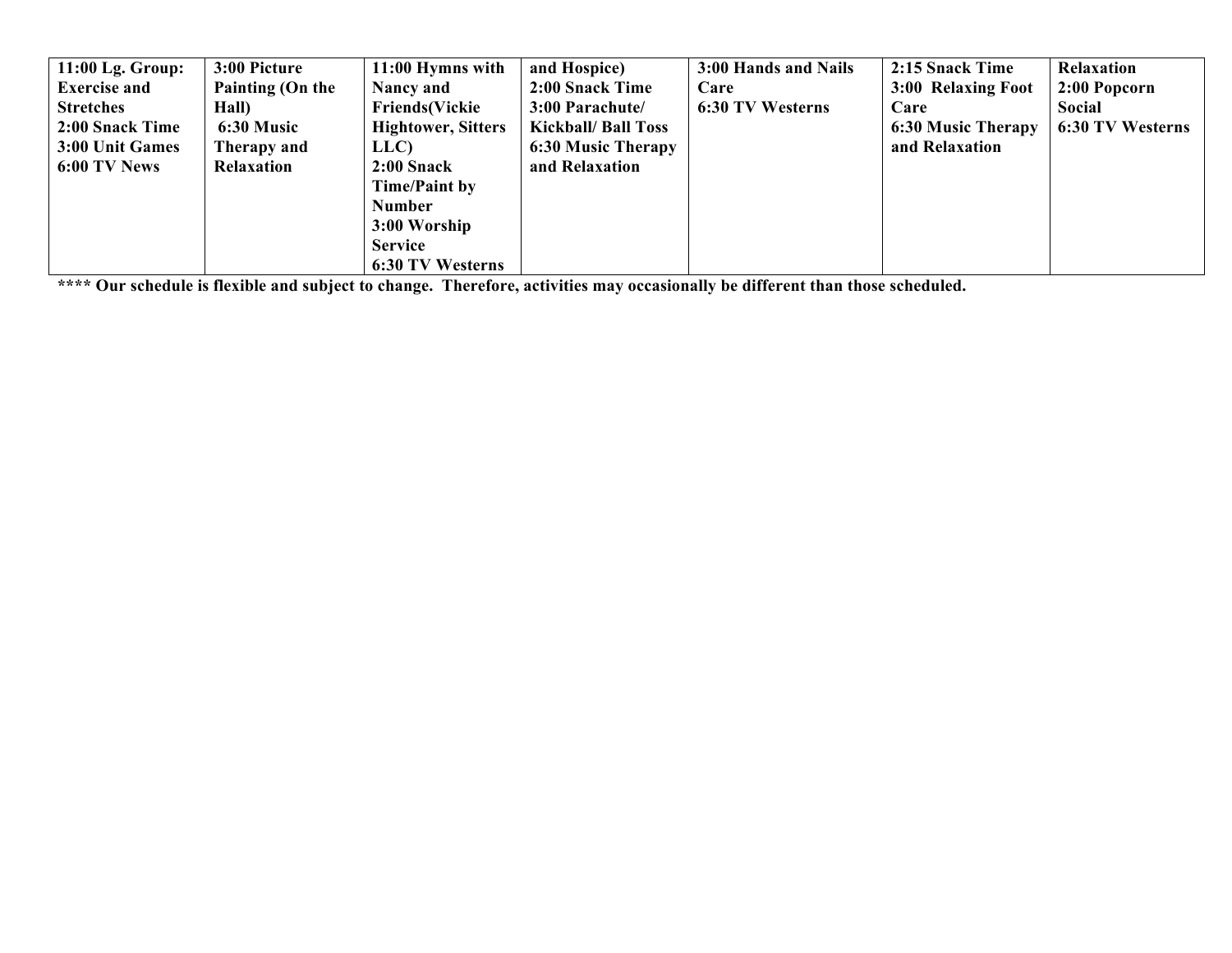| | | | | | | |
|---|---|---|---|---|---|---|
| **11:00 Lg. Group: Exercise and Stretches<br>2:00 Snack Time<br>3:00 Unit Games<br>6:00 TV News** | **3:00 Picture Painting (On the Hall)<br>6:30 Music Therapy and Relaxation** | **11:00 Hymns with Nancy and Friends(Vickie Hightower, Sitters LLC)<br>2:00 Snack Time/Paint by Number<br>3:00 Worship Service<br>6:30 TV Westerns** | **and Hospice)<br>2:00 Snack Time<br>3:00 Parachute/ Kickball/ Ball Toss<br>6:30 Music Therapy and Relaxation** | **3:00 Hands and Nails Care<br>6:30 TV Westerns** | **2:15 Snack Time<br>3:00 Relaxing Foot Care<br>6:30 Music Therapy and Relaxation** | **Relaxation<br>2:00 Popcorn Social<br>6:30 TV Westerns** |

**\*\*\*\* Our schedule is flexible and subject to change. Therefore, activities may occasionally be different than those scheduled.**